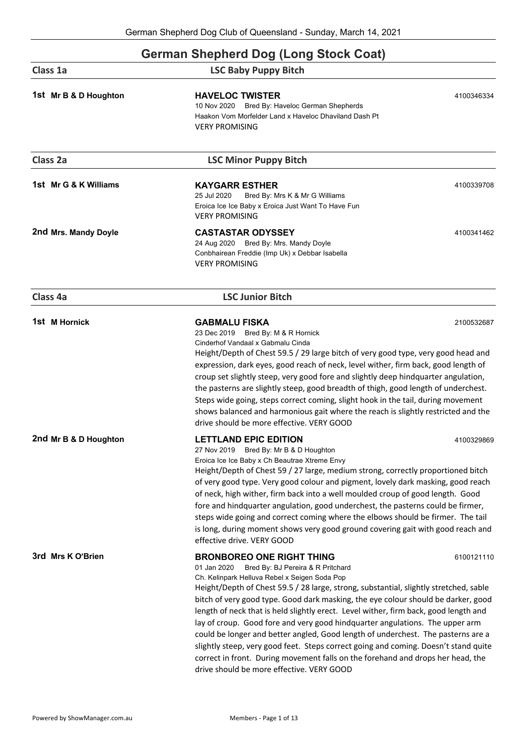# German Shepherd Dog (Long Stock Coat)

## Class 1a — LSC Baby Puppy Bitch

**1st Mr B & D Houghton**

**HAVELOC TWISTER** — 4100346334
10 Nov 2020 Bred By: Haveloc German Shepherds
Haakon Vom Morfelder Land x Haveloc Dhaviland Dash Pt
VERY PROMISING

## Class 2a — LSC Minor Puppy Bitch

**1st Mr G & K Williams**

**KAYGARR ESTHER** — 4100339708
25 Jul 2020 Bred By: Mrs K & Mr G Williams
Eroica Ice Ice Baby x Eroica Just Want To Have Fun
VERY PROMISING

**2nd Mrs. Mandy Doyle**

**CASTASTAR ODYSSEY** — 4100341462
24 Aug 2020 Bred By: Mrs. Mandy Doyle
Conbhairean Freddie (Imp Uk) x Debbar Isabella
VERY PROMISING

## Class 4a — LSC Junior Bitch

**1st M Hornick**

**GABMALU FISKA** — 2100532687
23 Dec 2019 Bred By: M & R Hornick
Cinderhof Vandaal x Gabmalu Cinda
Height/Depth of Chest 59.5 / 29 large bitch of very good type, very good head and expression, dark eyes, good reach of neck, level wither, firm back, good length of croup set slightly steep, very good fore and slightly deep hindquarter angulation, the pasterns are slightly steep, good breadth of thigh, good length of underchest. Steps wide going, steps correct coming, slight hook in the tail, during movement shows balanced and harmonious gait where the reach is slightly restricted and the drive should be more effective. VERY GOOD

**2nd Mr B & D Houghton**

**LETTLAND EPIC EDITION** — 4100329869
27 Nov 2019 Bred By: Mr B & D Houghton
Eroica Ice Ice Baby x Ch Beautrae Xtreme Envy
Height/Depth of Chest 59 / 27 large, medium strong, correctly proportioned bitch of very good type. Very good colour and pigment, lovely dark masking, good reach of neck, high wither, firm back into a well moulded croup of good length. Good fore and hindquarter angulation, good underchest, the pasterns could be firmer, steps wide going and correct coming where the elbows should be firmer. The tail is long, during moment shows very good ground covering gait with good reach and effective drive. VERY GOOD

**3rd Mrs K O'Brien**

**BRONBOREO ONE RIGHT THING** — 6100121110
01 Jan 2020 Bred By: BJ Pereira & R Pritchard
Ch. Kelinpark Helluva Rebel x Seigen Soda Pop
Height/Depth of Chest 59.5 / 28 large, strong, substantial, slightly stretched, sable bitch of very good type. Good dark masking, the eye colour should be darker, good length of neck that is held slightly erect. Level wither, firm back, good length and lay of croup. Good fore and very good hindquarter angulations. The upper arm could be longer and better angled, Good length of underchest. The pasterns are a slightly steep, very good feet. Steps correct going and coming. Doesn't stand quite correct in front. During movement falls on the forehand and drops her head, the drive should be more effective. VERY GOOD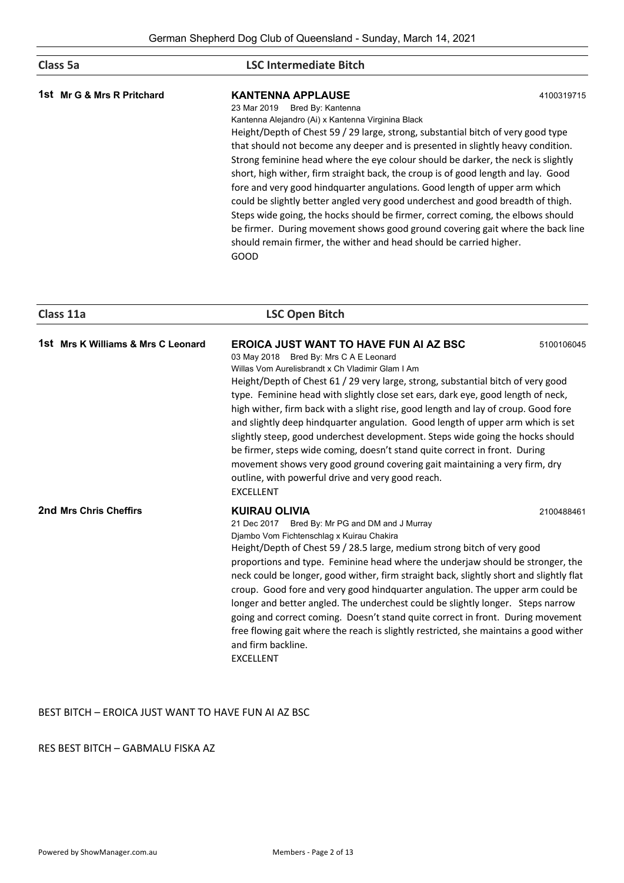## Class 5a — LSC Intermediate Bitch

**1st Mr G & Mrs R Pritchard**

**KANTENNA APPLAUSE** — 4100319715

23 Mar 2019 Bred By: Kantenna

Kantenna Alejandro (Ai) x Kantenna Virginina Black

Height/Depth of Chest 59 / 29 large, strong, substantial bitch of very good type that should not become any deeper and is presented in slightly heavy condition. Strong feminine head where the eye colour should be darker, the neck is slightly short, high wither, firm straight back, the croup is of good length and lay. Good fore and very good hindquarter angulations. Good length of upper arm which could be slightly better angled very good underchest and good breadth of thigh. Steps wide going, the hocks should be firmer, correct coming, the elbows should be firmer. During movement shows good ground covering gait where the back line should remain firmer, the wither and head should be carried higher.

GOOD

## Class 11a — LSC Open Bitch

**1st Mrs K Williams & Mrs C Leonard**

**EROICA JUST WANT TO HAVE FUN AI AZ BSC** — 5100106045

03 May 2018 Bred By: Mrs C A E Leonard

Willas Vom Aurelisbrandt x Ch Vladimir Glam I Am

Height/Depth of Chest 61 / 29 very large, strong, substantial bitch of very good type. Feminine head with slightly close set ears, dark eye, good length of neck, high wither, firm back with a slight rise, good length and lay of croup. Good fore and slightly deep hindquarter angulation. Good length of upper arm which is set slightly steep, good underchest development. Steps wide going the hocks should be firmer, steps wide coming, doesn't stand quite correct in front. During movement shows very good ground covering gait maintaining a very firm, dry outline, with powerful drive and very good reach.

EXCELLENT

**2nd Mrs Chris Cheffirs**

**KUIRAU OLIVIA** — 2100488461

21 Dec 2017 Bred By: Mr PG and DM and J Murray

Djambo Vom Fichtenschlag x Kuirau Chakira

Height/Depth of Chest 59 / 28.5 large, medium strong bitch of very good proportions and type. Feminine head where the underjaw should be stronger, the neck could be longer, good wither, firm straight back, slightly short and slightly flat croup. Good fore and very good hindquarter angulation. The upper arm could be longer and better angled. The underchest could be slightly longer. Steps narrow going and correct coming. Doesn't stand quite correct in front. During movement free flowing gait where the reach is slightly restricted, she maintains a good wither and firm backline.

EXCELLENT

BEST BITCH – EROICA JUST WANT TO HAVE FUN AI AZ BSC

RES BEST BITCH – GABMALU FISKA AZ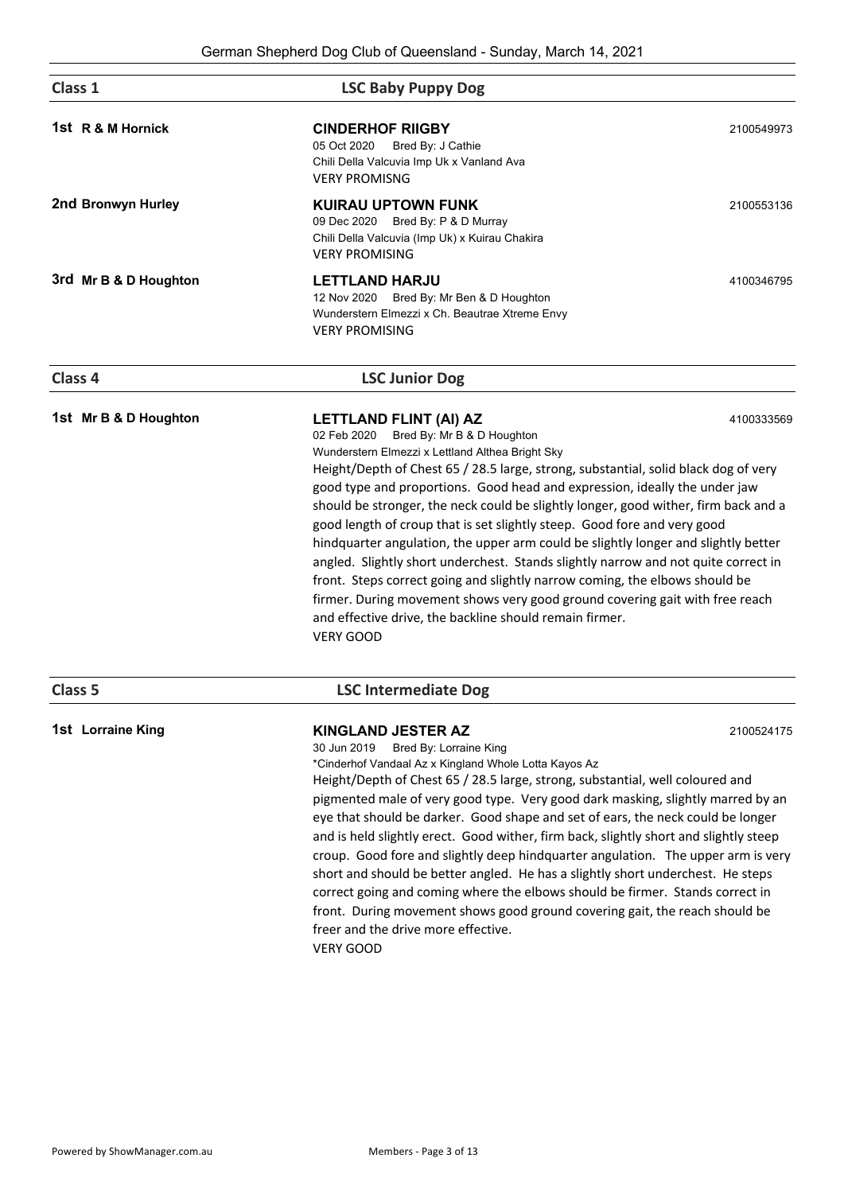## Class 1 — LSC Baby Puppy Dog

**1st R & M Hornick**

**CINDERHOF RIIGBY** — 2100549973
05 Oct 2020 Bred By: J Cathie
Chili Della Valcuvia Imp Uk x Vanland Ava
VERY PROMISNG

**2nd Bronwyn Hurley**

**KUIRAU UPTOWN FUNK** — 2100553136
09 Dec 2020 Bred By: P & D Murray
Chili Della Valcuvia (Imp Uk) x Kuirau Chakira
VERY PROMISING

**3rd Mr B & D Houghton**

**LETTLAND HARJU** — 4100346795
12 Nov 2020 Bred By: Mr Ben & D Houghton
Wunderstern Elmezzi x Ch. Beautrae Xtreme Envy
VERY PROMISING

## Class 4 — LSC Junior Dog

**1st Mr B & D Houghton**

**LETTLAND FLINT (AI) AZ** — 4100333569
02 Feb 2020 Bred By: Mr B & D Houghton
Wunderstern Elmezzi x Lettland Althea Bright Sky

Height/Depth of Chest 65 / 28.5 large, strong, substantial, solid black dog of very good type and proportions. Good head and expression, ideally the under jaw should be stronger, the neck could be slightly longer, good wither, firm back and a good length of croup that is set slightly steep. Good fore and very good hindquarter angulation, the upper arm could be slightly longer and slightly better angled. Slightly short underchest. Stands slightly narrow and not quite correct in front. Steps correct going and slightly narrow coming, the elbows should be firmer. During movement shows very good ground covering gait with free reach and effective drive, the backline should remain firmer.
VERY GOOD

## Class 5 — LSC Intermediate Dog

**1st Lorraine King**

**KINGLAND JESTER AZ** — 2100524175
30 Jun 2019 Bred By: Lorraine King
*Cinderhof Vandaal Az x Kingland Whole Lotta Kayos Az

Height/Depth of Chest 65 / 28.5 large, strong, substantial, well coloured and pigmented male of very good type. Very good dark masking, slightly marred by an eye that should be darker. Good shape and set of ears, the neck could be longer and is held slightly erect. Good wither, firm back, slightly short and slightly steep croup. Good fore and slightly deep hindquarter angulation. The upper arm is very short and should be better angled. He has a slightly short underchest. He steps correct going and coming where the elbows should be firmer. Stands correct in front. During movement shows good ground covering gait, the reach should be freer and the drive more effective.
VERY GOOD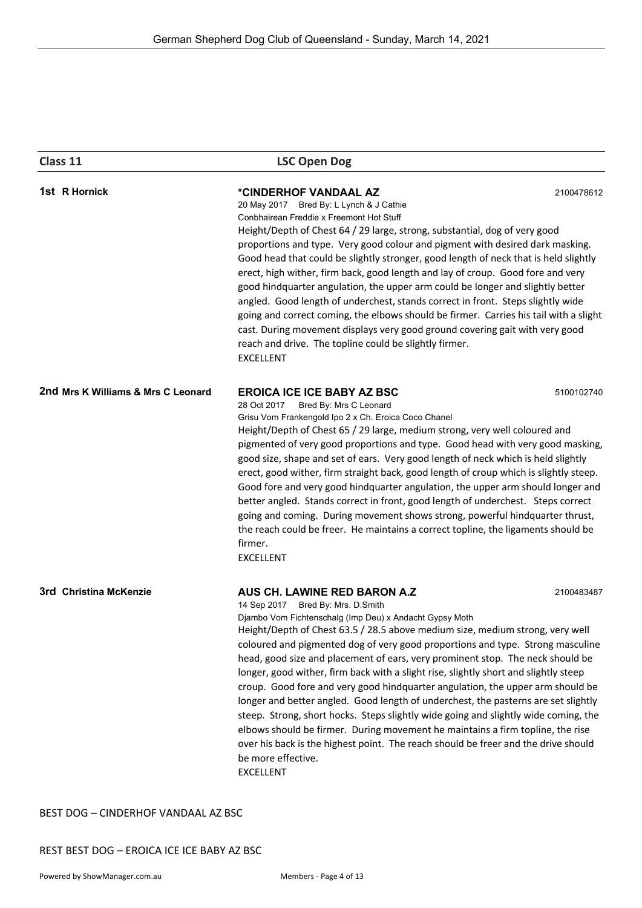## Class 11 LSC Open Dog

**1st R Hornick**

**\*CINDERHOF VANDAAL AZ** 2100478612

20 May 2017 Bred By: L Lynch & J Cathie

Conbhairean Freddie x Freemont Hot Stuff

Height/Depth of Chest 64 / 29 large, strong, substantial, dog of very good proportions and type. Very good colour and pigment with desired dark masking. Good head that could be slightly stronger, good length of neck that is held slightly erect, high wither, firm back, good length and lay of croup. Good fore and very good hindquarter angulation, the upper arm could be longer and slightly better angled. Good length of underchest, stands correct in front. Steps slightly wide going and correct coming, the elbows should be firmer. Carries his tail with a slight cast. During movement displays very good ground covering gait with very good reach and drive. The topline could be slightly firmer.

EXCELLENT

**2nd Mrs K Williams & Mrs C Leonard**

**EROICA ICE ICE BABY AZ BSC** 5100102740

28 Oct 2017 Bred By: Mrs C Leonard

Grisu Vom Frankengold Ipo 2 x Ch. Eroica Coco Chanel

Height/Depth of Chest 65 / 29 large, medium strong, very well coloured and pigmented of very good proportions and type. Good head with very good masking, good size, shape and set of ears. Very good length of neck which is held slightly erect, good wither, firm straight back, good length of croup which is slightly steep. Good fore and very good hindquarter angulation, the upper arm should longer and better angled. Stands correct in front, good length of underchest. Steps correct going and coming. During movement shows strong, powerful hindquarter thrust, the reach could be freer. He maintains a correct topline, the ligaments should be firmer.

EXCELLENT

**3rd Christina McKenzie**

**AUS CH. LAWINE RED BARON A.Z** 2100483487

14 Sep 2017 Bred By: Mrs. D.Smith

Djambo Vom Fichtenschalg (Imp Deu) x Andacht Gypsy Moth

Height/Depth of Chest 63.5 / 28.5 above medium size, medium strong, very well coloured and pigmented dog of very good proportions and type. Strong masculine head, good size and placement of ears, very prominent stop. The neck should be longer, good wither, firm back with a slight rise, slightly short and slightly steep croup. Good fore and very good hindquarter angulation, the upper arm should be longer and better angled. Good length of underchest, the pasterns are set slightly steep. Strong, short hocks. Steps slightly wide going and slightly wide coming, the elbows should be firmer. During movement he maintains a firm topline, the rise over his back is the highest point. The reach should be freer and the drive should be more effective.

EXCELLENT

BEST DOG – CINDERHOF VANDAAL AZ BSC

REST BEST DOG – EROICA ICE ICE BABY AZ BSC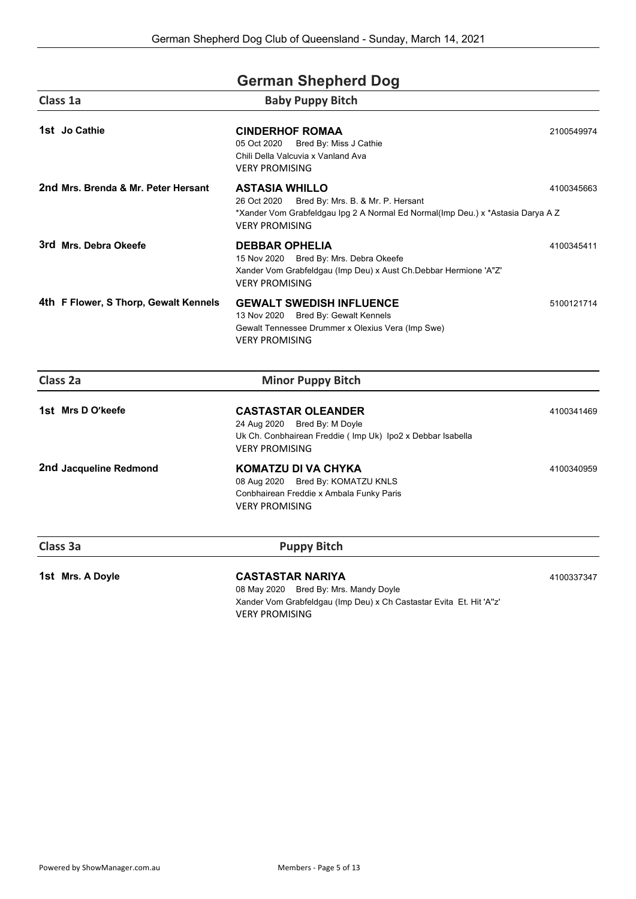# German Shepherd Dog

## Class 1a — Baby Puppy Bitch

**1st Jo Cathie**
**CINDERHOF ROMAA** — 2100549974
05 Oct 2020 Bred By: Miss J Cathie
Chili Della Valcuvia x Vanland Ava
VERY PROMISING

**2nd Mrs. Brenda & Mr. Peter Hersant**
**ASTASIA WHILLO** — 4100345663
26 Oct 2020 Bred By: Mrs. B. & Mr. P. Hersant
*Xander Vom Grabfeldgau Ipg 2 A Normal Ed Normal(Imp Deu.) x *Astasia Darya A Z
VERY PROMISING

**3rd Mrs. Debra Okeefe**
**DEBBAR OPHELIA** — 4100345411
15 Nov 2020 Bred By: Mrs. Debra Okeefe
Xander Vom Grabfeldgau (Imp Deu) x Aust Ch.Debbar Hermione 'A"Z'
VERY PROMISING

**4th F Flower, S Thorp, Gewalt Kennels**
**GEWALT SWEDISH INFLUENCE** — 5100121714
13 Nov 2020 Bred By: Gewalt Kennels
Gewalt Tennessee Drummer x Olexius Vera (Imp Swe)
VERY PROMISING

## Class 2a — Minor Puppy Bitch

**1st Mrs D O'keefe**
**CASTASTAR OLEANDER** — 4100341469
24 Aug 2020 Bred By: M Doyle
Uk Ch. Conbhairean Freddie ( Imp Uk) Ipo2 x Debbar Isabella
VERY PROMISING

**2nd Jacqueline Redmond**
**KOMATZU DI VA CHYKA** — 4100340959
08 Aug 2020 Bred By: KOMATZU KNLS
Conbhairean Freddie x Ambala Funky Paris
VERY PROMISING

## Class 3a — Puppy Bitch

**1st Mrs. A Doyle**
**CASTASTAR NARIYA** — 4100337347
08 May 2020 Bred By: Mrs. Mandy Doyle
Xander Vom Grabfeldgau (Imp Deu) x Ch Castastar Evita Et. Hit 'A"z'
VERY PROMISING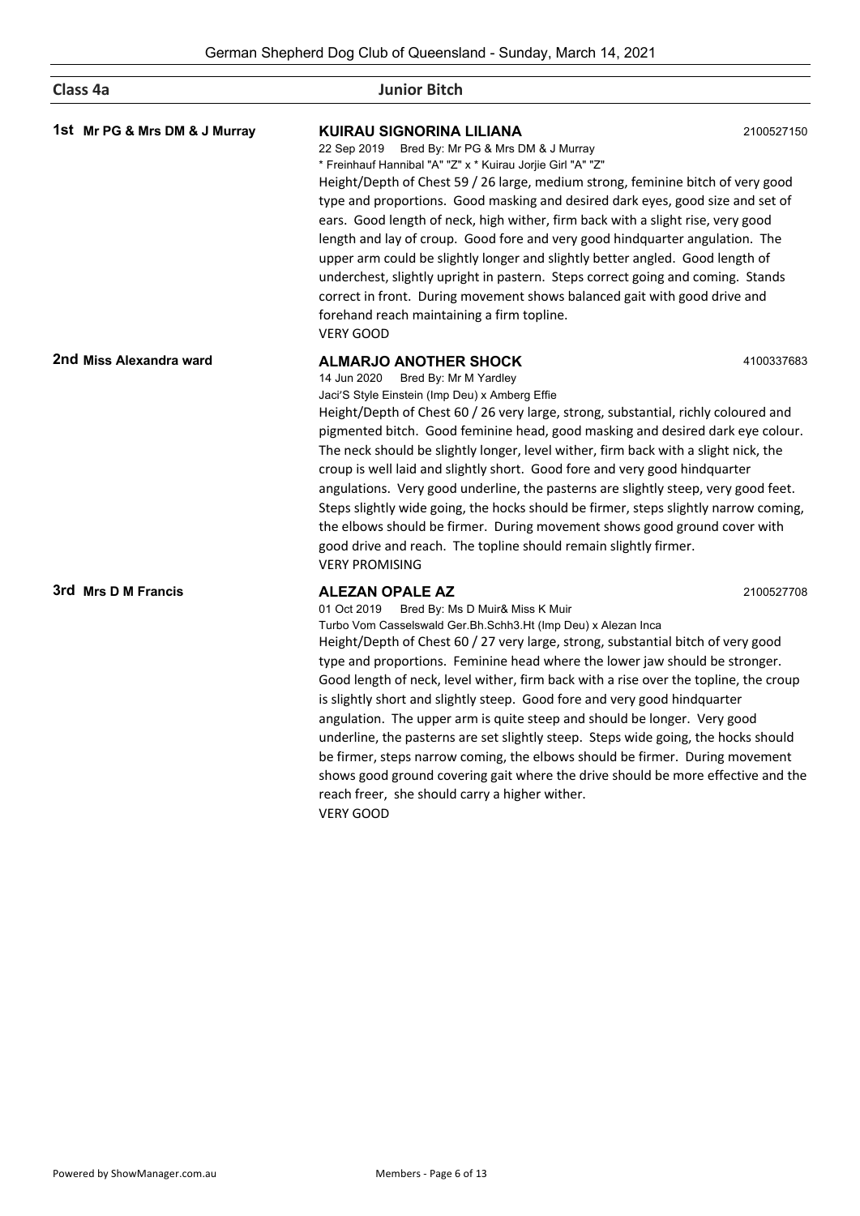## Class 4a — Junior Bitch

**1st Mr PG & Mrs DM & J Murray**

**KUIRAU SIGNORINA LILIANA** — 2100527150

22 Sep 2019 Bred By: Mr PG & Mrs DM & J Murray

* Freinhauf Hannibal "A" "Z" x * Kuirau Jorjie Girl "A" "Z"

Height/Depth of Chest 59 / 26 large, medium strong, feminine bitch of very good type and proportions. Good masking and desired dark eyes, good size and set of ears. Good length of neck, high wither, firm back with a slight rise, very good length and lay of croup. Good fore and very good hindquarter angulation. The upper arm could be slightly longer and slightly better angled. Good length of underchest, slightly upright in pastern. Steps correct going and coming. Stands correct in front. During movement shows balanced gait with good drive and forehand reach maintaining a firm topline.

VERY GOOD

**2nd Miss Alexandra ward**

**ALMARJO ANOTHER SHOCK** — 4100337683

14 Jun 2020 Bred By: Mr M Yardley

Jaci'S Style Einstein (Imp Deu) x Amberg Effie

Height/Depth of Chest 60 / 26 very large, strong, substantial, richly coloured and pigmented bitch. Good feminine head, good masking and desired dark eye colour. The neck should be slightly longer, level wither, firm back with a slight nick, the croup is well laid and slightly short. Good fore and very good hindquarter angulations. Very good underline, the pasterns are slightly steep, very good feet. Steps slightly wide going, the hocks should be firmer, steps slightly narrow coming, the elbows should be firmer. During movement shows good ground cover with good drive and reach. The topline should remain slightly firmer.

VERY PROMISING

**3rd Mrs D M Francis**

**ALEZAN OPALE AZ** — 2100527708

01 Oct 2019 Bred By: Ms D Muir& Miss K Muir

Turbo Vom Casselswald Ger.Bh.Schh3.Ht (Imp Deu) x Alezan Inca

Height/Depth of Chest 60 / 27 very large, strong, substantial bitch of very good type and proportions. Feminine head where the lower jaw should be stronger. Good length of neck, level wither, firm back with a rise over the topline, the croup is slightly short and slightly steep. Good fore and very good hindquarter angulation. The upper arm is quite steep and should be longer. Very good underline, the pasterns are set slightly steep. Steps wide going, the hocks should be firmer, steps narrow coming, the elbows should be firmer. During movement shows good ground covering gait where the drive should be more effective and the reach freer, she should carry a higher wither.

VERY GOOD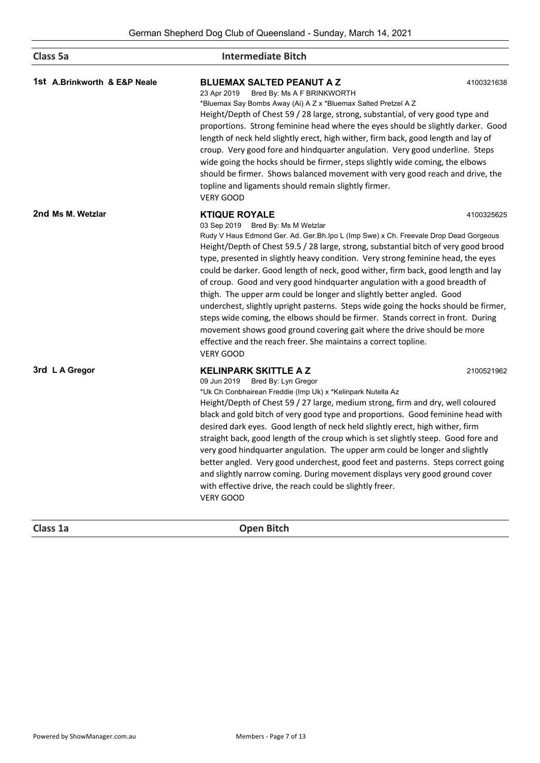## Class 5a — Intermediate Bitch

**1st A.Brinkworth & E&P Neale**

**BLUEMAX SALTED PEANUT A Z** — 4100321638

23 Apr 2019 Bred By: Ms A F BRINKWORTH

*Bluemax Say Bombs Away (Ai) A Z x *Bluemax Salted Pretzel A Z

Height/Depth of Chest 59 / 28 large, strong, substantial, of very good type and proportions. Strong feminine head where the eyes should be slightly darker. Good length of neck held slightly erect, high wither, firm back, good length and lay of croup. Very good fore and hindquarter angulation. Very good underline. Steps wide going the hocks should be firmer, steps slightly wide coming, the elbows should be firmer. Shows balanced movement with very good reach and drive, the topline and ligaments should remain slightly firmer.

VERY GOOD

**2nd Ms M. Wetzlar**

**KTIQUE ROYALE** — 4100325625

03 Sep 2019 Bred By: Ms M Wetzlar

Rudy V Haus Edmond Ger. Ad. Ger.Bh.Ipo L (Imp Swe) x Ch. Freevale Drop Dead Gorgeous

Height/Depth of Chest 59.5 / 28 large, strong, substantial bitch of very good brood type, presented in slightly heavy condition. Very strong feminine head, the eyes could be darker. Good length of neck, good wither, firm back, good length and lay of croup. Good and very good hindquarter angulation with a good breadth of thigh. The upper arm could be longer and slightly better angled. Good underchest, slightly upright pasterns. Steps wide going the hocks should be firmer, steps wide coming, the elbows should be firmer. Stands correct in front. During movement shows good ground covering gait where the drive should be more effective and the reach freer. She maintains a correct topline.

VERY GOOD

**3rd L A Gregor**

**KELINPARK SKITTLE A Z** — 2100521962

09 Jun 2019 Bred By: Lyn Gregor

*Uk Ch Conbhairean Freddie (Imp Uk) x *Kelinpark Nutella Az

Height/Depth of Chest 59 / 27 large, medium strong, firm and dry, well coloured black and gold bitch of very good type and proportions. Good feminine head with desired dark eyes. Good length of neck held slightly erect, high wither, firm straight back, good length of the croup which is set slightly steep. Good fore and very good hindquarter angulation. The upper arm could be longer and slightly better angled. Very good underchest, good feet and pasterns. Steps correct going and slightly narrow coming. During movement displays very good ground cover with effective drive, the reach could be slightly freer.

VERY GOOD

## Class 1a — Open Bitch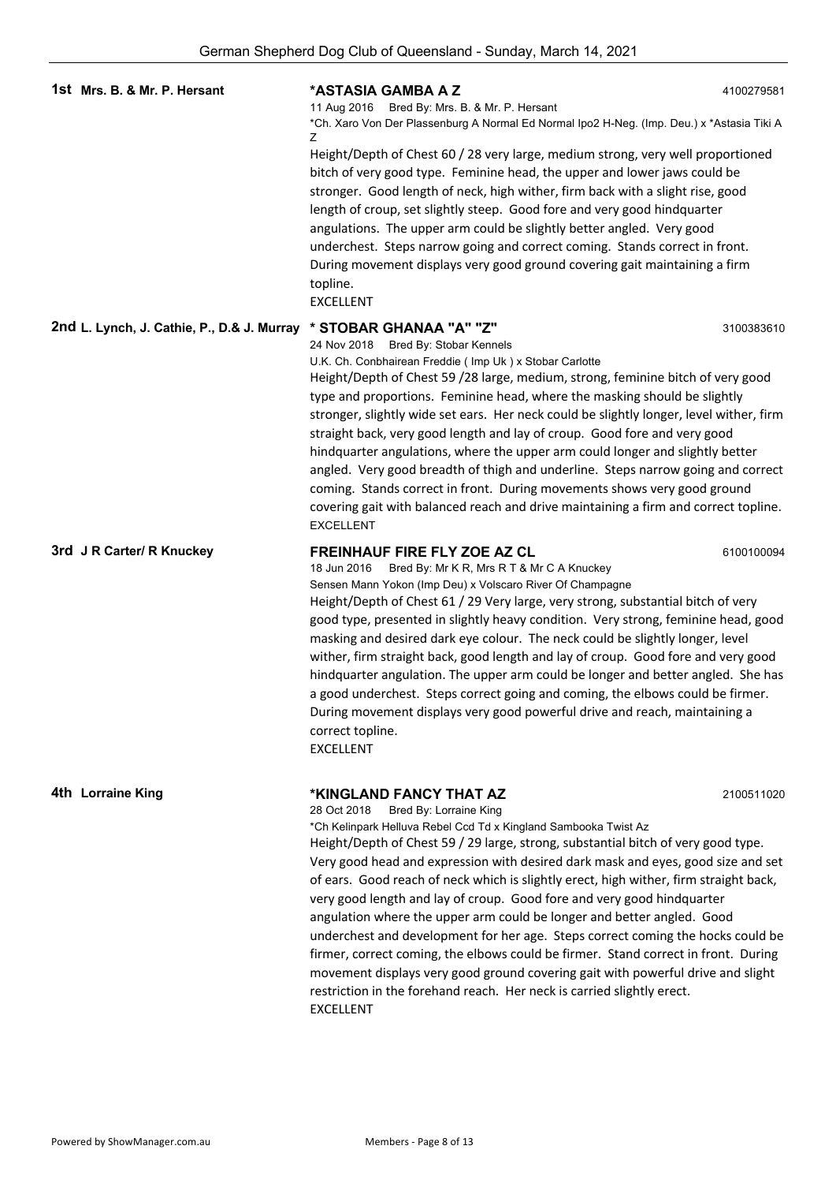**1st Mrs. B. & Mr. P. Hersant**

**\*ASTASIA GAMBA A Z** 4100279581
11 Aug 2016 Bred By: Mrs. B. & Mr. P. Hersant
\*Ch. Xaro Von Der Plassenburg A Normal Ed Normal Ipo2 H-Neg. (Imp. Deu.) x \*Astasia Tiki A Z
Height/Depth of Chest 60 / 28 very large, medium strong, very well proportioned bitch of very good type. Feminine head, the upper and lower jaws could be stronger. Good length of neck, high wither, firm back with a slight rise, good length of croup, set slightly steep. Good fore and very good hindquarter angulations. The upper arm could be slightly better angled. Very good underchest. Steps narrow going and correct coming. Stands correct in front. During movement displays very good ground covering gait maintaining a firm topline.
EXCELLENT

**2nd L. Lynch, J. Cathie, P., D.& J. Murray**

**\* STOBAR GHANAA "A" "Z"** 3100383610
24 Nov 2018 Bred By: Stobar Kennels
U.K. Ch. Conbhairean Freddie ( Imp Uk ) x Stobar Carlotte
Height/Depth of Chest 59 /28 large, medium, strong, feminine bitch of very good type and proportions. Feminine head, where the masking should be slightly stronger, slightly wide set ears. Her neck could be slightly longer, level wither, firm straight back, very good length and lay of croup. Good fore and very good hindquarter angulations, where the upper arm could longer and slightly better angled. Very good breadth of thigh and underline. Steps narrow going and correct coming. Stands correct in front. During movements shows very good ground covering gait with balanced reach and drive maintaining a firm and correct topline.
EXCELLENT

**3rd J R Carter/ R Knuckey**

**FREINHAUF FIRE FLY ZOE AZ CL** 6100100094
18 Jun 2016 Bred By: Mr K R, Mrs R T & Mr C A Knuckey
Sensen Mann Yokon (Imp Deu) x Volscaro River Of Champagne
Height/Depth of Chest 61 / 29 Very large, very strong, substantial bitch of very good type, presented in slightly heavy condition. Very strong, feminine head, good masking and desired dark eye colour. The neck could be slightly longer, level wither, firm straight back, good length and lay of croup. Good fore and very good hindquarter angulation. The upper arm could be longer and better angled. She has a good underchest. Steps correct going and coming, the elbows could be firmer. During movement displays very good powerful drive and reach, maintaining a correct topline.
EXCELLENT

**4th Lorraine King**

**\*KINGLAND FANCY THAT AZ** 2100511020
28 Oct 2018 Bred By: Lorraine King
\*Ch Kelinpark Helluva Rebel Ccd Td x Kingland Sambooka Twist Az
Height/Depth of Chest 59 / 29 large, strong, substantial bitch of very good type. Very good head and expression with desired dark mask and eyes, good size and set of ears. Good reach of neck which is slightly erect, high wither, firm straight back, very good length and lay of croup. Good fore and very good hindquarter angulation where the upper arm could be longer and better angled. Good underchest and development for her age. Steps correct coming the hocks could be firmer, correct coming, the elbows could be firmer. Stand correct in front. During movement displays very good ground covering gait with powerful drive and slight restriction in the forehand reach. Her neck is carried slightly erect.
EXCELLENT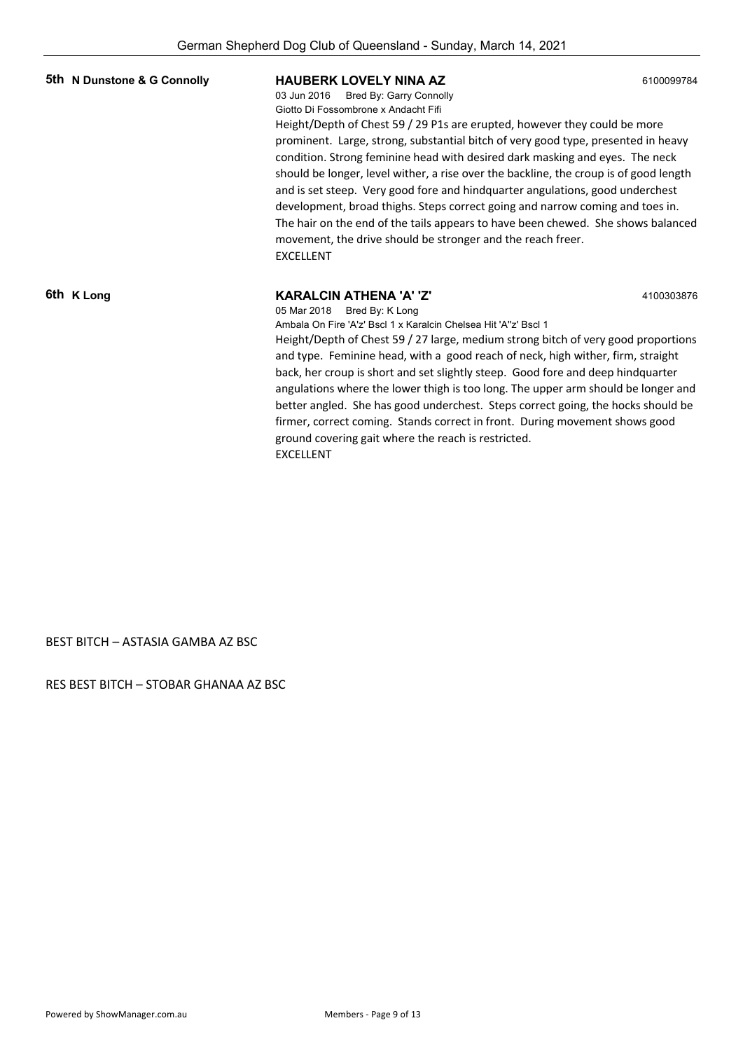**5th N Dunstone & G Connolly**

**HAUBERK LOVELY NINA AZ** 6100099784

03 Jun 2016 Bred By: Garry Connolly

Giotto Di Fossombrone x Andacht Fifi

Height/Depth of Chest 59 / 29 P1s are erupted, however they could be more prominent. Large, strong, substantial bitch of very good type, presented in heavy condition. Strong feminine head with desired dark masking and eyes. The neck should be longer, level wither, a rise over the backline, the croup is of good length and is set steep. Very good fore and hindquarter angulations, good underchest development, broad thighs. Steps correct going and narrow coming and toes in. The hair on the end of the tails appears to have been chewed. She shows balanced movement, the drive should be stronger and the reach freer.

EXCELLENT

**6th K Long**

**KARALCIN ATHENA 'A' 'Z'** 4100303876

05 Mar 2018 Bred By: K Long

Ambala On Fire 'A'z' Bscl 1 x Karalcin Chelsea Hit 'A"z' Bscl 1

Height/Depth of Chest 59 / 27 large, medium strong bitch of very good proportions and type. Feminine head, with a good reach of neck, high wither, firm, straight back, her croup is short and set slightly steep. Good fore and deep hindquarter angulations where the lower thigh is too long. The upper arm should be longer and better angled. She has good underchest. Steps correct going, the hocks should be firmer, correct coming. Stands correct in front. During movement shows good ground covering gait where the reach is restricted.

EXCELLENT

BEST BITCH – ASTASIA GAMBA AZ BSC

RES BEST BITCH – STOBAR GHANAA AZ BSC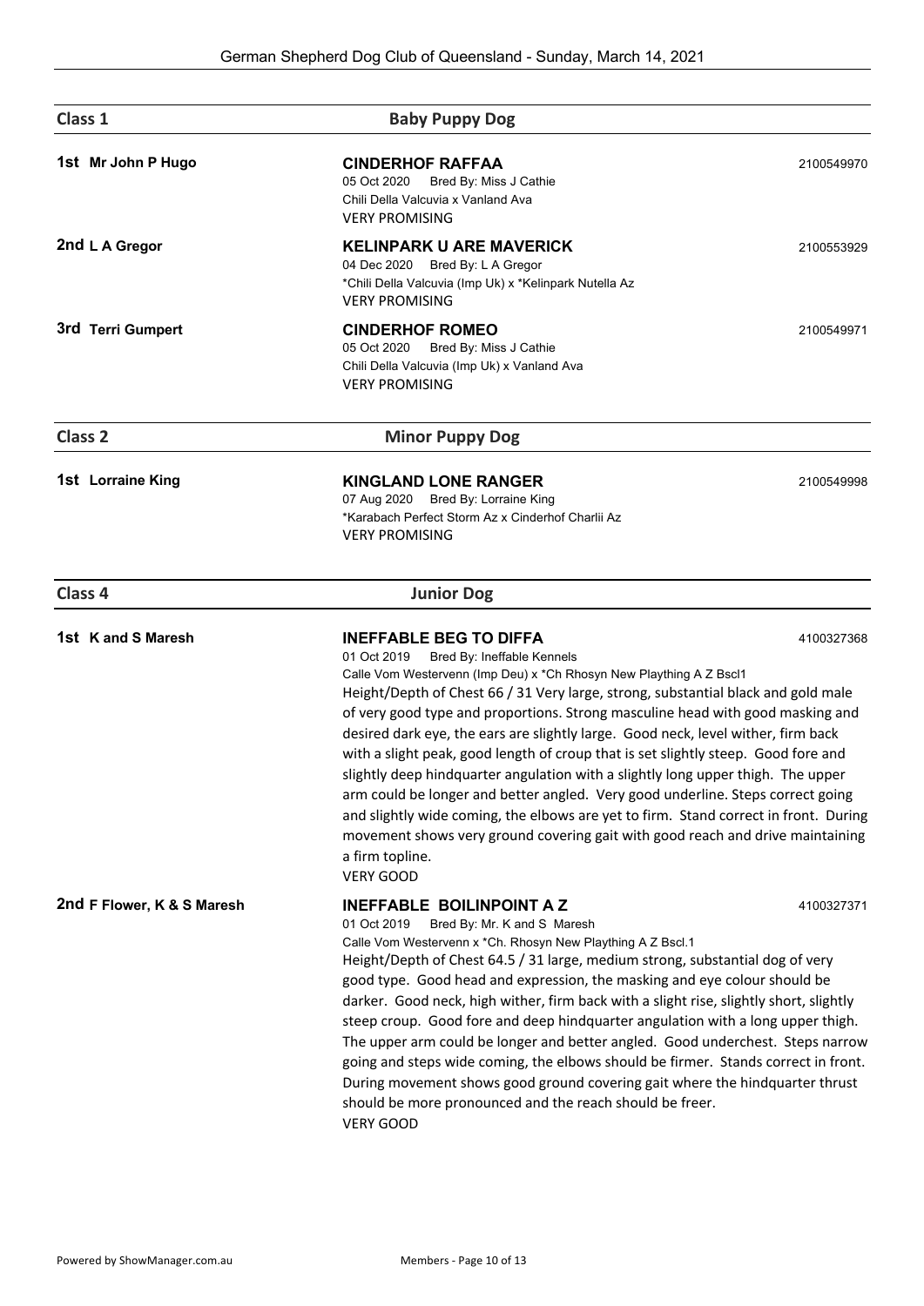## Class 1 — Baby Puppy Dog

**1st Mr John P Hugo**

**CINDERHOF RAFFAA** — 2100549970
05 Oct 2020 Bred By: Miss J Cathie
Chili Della Valcuvia x Vanland Ava
VERY PROMISING

**2nd L A Gregor**

**KELINPARK U ARE MAVERICK** — 2100553929
04 Dec 2020 Bred By: L A Gregor
*Chili Della Valcuvia (Imp Uk) x *Kelinpark Nutella Az
VERY PROMISING

**3rd Terri Gumpert**

**CINDERHOF ROMEO** — 2100549971
05 Oct 2020 Bred By: Miss J Cathie
Chili Della Valcuvia (Imp Uk) x Vanland Ava
VERY PROMISING

## Class 2 — Minor Puppy Dog

**1st Lorraine King**

**KINGLAND LONE RANGER** — 2100549998
07 Aug 2020 Bred By: Lorraine King
*Karabach Perfect Storm Az x Cinderhof Charlii Az
VERY PROMISING

## Class 4 — Junior Dog

**1st K and S Maresh**

**INEFFABLE BEG TO DIFFA** — 4100327368
01 Oct 2019 Bred By: Ineffable Kennels
Calle Vom Westervenn (Imp Deu) x *Ch Rhosyn New Plaything A Z Bscl1
Height/Depth of Chest 66 / 31 Very large, strong, substantial black and gold male of very good type and proportions. Strong masculine head with good masking and desired dark eye, the ears are slightly large. Good neck, level wither, firm back with a slight peak, good length of croup that is set slightly steep. Good fore and slightly deep hindquarter angulation with a slightly long upper thigh. The upper arm could be longer and better angled. Very good underline. Steps correct going and slightly wide coming, the elbows are yet to firm. Stand correct in front. During movement shows very ground covering gait with good reach and drive maintaining a firm topline.
VERY GOOD

**2nd F Flower, K & S Maresh**

**INEFFABLE BOILINPOINT A Z** — 4100327371
01 Oct 2019 Bred By: Mr. K and S Maresh
Calle Vom Westervenn x *Ch. Rhosyn New Plaything A Z Bscl.1
Height/Depth of Chest 64.5 / 31 large, medium strong, substantial dog of very good type. Good head and expression, the masking and eye colour should be darker. Good neck, high wither, firm back with a slight rise, slightly short, slightly steep croup. Good fore and deep hindquarter angulation with a long upper thigh. The upper arm could be longer and better angled. Good underchest. Steps narrow going and steps wide coming, the elbows should be firmer. Stands correct in front. During movement shows good ground covering gait where the hindquarter thrust should be more pronounced and the reach should be freer.
VERY GOOD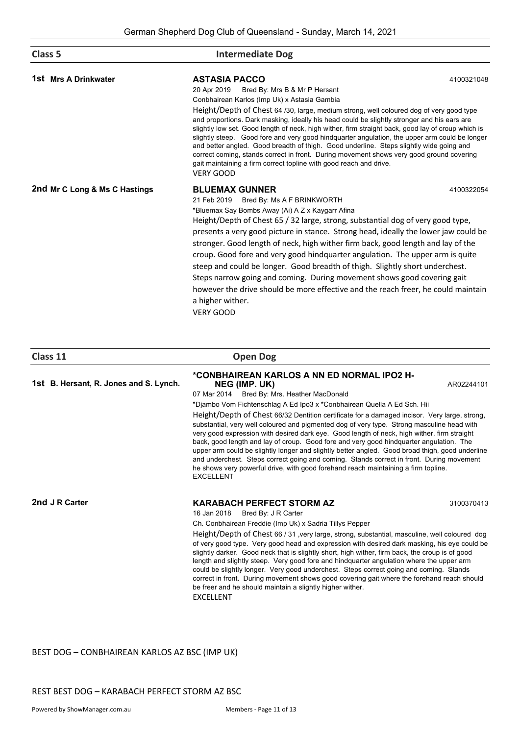## Class 5 Intermediate Dog

**1st Mrs A Drinkwater**

**ASTASIA PACCO** 4100321048

20 Apr 2019 Bred By: Mrs B & Mr P Hersant

Conbhairean Karlos (Imp Uk) x Astasia Gambia

Height/Depth of Chest 64 /30, large, medium strong, well coloured dog of very good type and proportions. Dark masking, ideally his head could be slightly stronger and his ears are slightly low set. Good length of neck, high wither, firm straight back, good lay of croup which is slightly steep. Good fore and very good hindquarter angulation, the upper arm could be longer and better angled. Good breadth of thigh. Good underline. Steps slightly wide going and correct coming, stands correct in front. During movement shows very good ground covering gait maintaining a firm correct topline with good reach and drive.

VERY GOOD

**2nd Mr C Long & Ms C Hastings**

**BLUEMAX GUNNER** 4100322054

21 Feb 2019 Bred By: Ms A F BRINKWORTH

*Bluemax Say Bombs Away (Ai) A Z x Kaygarr Afina

Height/Depth of Chest 65 / 32 large, strong, substantial dog of very good type, presents a very good picture in stance. Strong head, ideally the lower jaw could be stronger. Good length of neck, high wither firm back, good length and lay of the croup. Good fore and very good hindquarter angulation. The upper arm is quite steep and could be longer. Good breadth of thigh. Slightly short underchest. Steps narrow going and coming. During movement shows good covering gait however the drive should be more effective and the reach freer, he could maintain a higher wither.

VERY GOOD

## Class 11 Open Dog

**1st B. Hersant, R. Jones and S. Lynch.**

**\*CONBHAIREAN KARLOS A NN ED NORMAL IPO2 H-NEG (IMP. UK)** AR02244101

07 Mar 2014 Bred By: Mrs. Heather MacDonald

*Djambo Vom Fichtenschlag A Ed Ipo3 x *Conbhairean Quella A Ed Sch. Hii

Height/Depth of Chest 66/32 Dentition certificate for a damaged incisor. Very large, strong, substantial, very well coloured and pigmented dog of very type. Strong masculine head with very good expression with desired dark eye. Good length of neck, high wither, firm straight back, good length and lay of croup. Good fore and very good hindquarter angulation. The upper arm could be slightly longer and slightly better angled. Good broad thigh, good underline and underchest. Steps correct going and coming. Stands correct in front. During movement he shows very powerful drive, with good forehand reach maintaining a firm topline.

EXCELLENT

**2nd J R Carter**

**KARABACH PERFECT STORM AZ** 3100370413

16 Jan 2018 Bred By: J R Carter

Ch. Conbhairean Freddie (Imp Uk) x Sadria Tillys Pepper

Height/Depth of Chest 66 / 31 ,very large, strong, substantial, masculine, well coloured dog of very good type. Very good head and expression with desired dark masking, his eye could be slightly darker. Good neck that is slightly short, high wither, firm back, the croup is of good length and slightly steep. Very good fore and hindquarter angulation where the upper arm could be slightly longer. Very good underchest. Steps correct going and coming. Stands correct in front. During movement shows good covering gait where the forehand reach should be freer and he should maintain a slightly higher wither.

EXCELLENT

BEST DOG – CONBHAIREAN KARLOS AZ BSC (IMP UK)

REST BEST DOG – KARABACH PERFECT STORM AZ BSC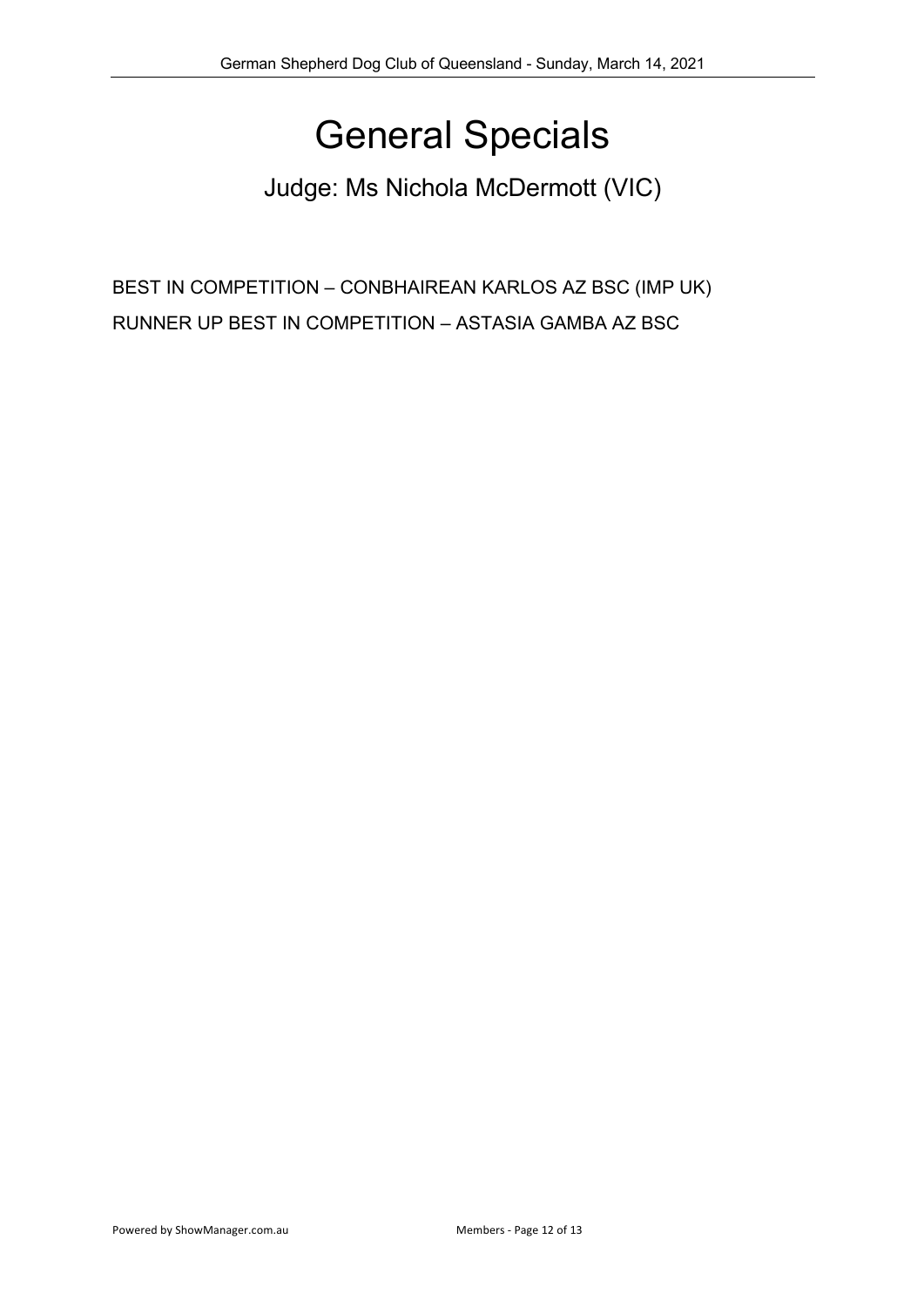# General Specials

## Judge: Ms Nichola McDermott (VIC)

BEST IN COMPETITION – CONBHAIREAN KARLOS AZ BSC (IMP UK)

RUNNER UP BEST IN COMPETITION – ASTASIA GAMBA AZ BSC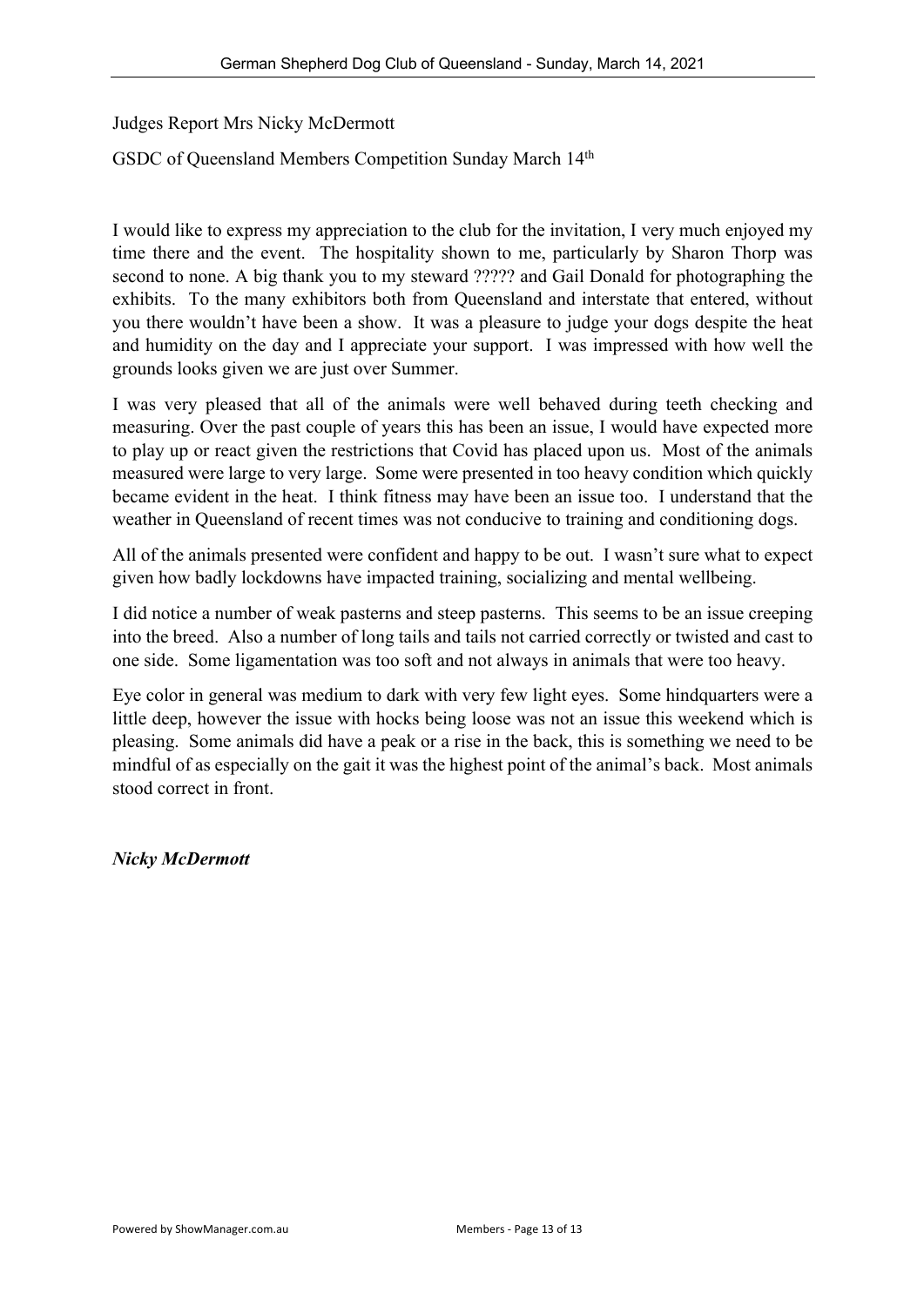Judges Report Mrs Nicky McDermott

GSDC of Queensland Members Competition Sunday March 14th

I would like to express my appreciation to the club for the invitation, I very much enjoyed my time there and the event. The hospitality shown to me, particularly by Sharon Thorp was second to none. A big thank you to my steward ????? and Gail Donald for photographing the exhibits. To the many exhibitors both from Queensland and interstate that entered, without you there wouldn't have been a show. It was a pleasure to judge your dogs despite the heat and humidity on the day and I appreciate your support. I was impressed with how well the grounds looks given we are just over Summer.

I was very pleased that all of the animals were well behaved during teeth checking and measuring. Over the past couple of years this has been an issue, I would have expected more to play up or react given the restrictions that Covid has placed upon us. Most of the animals measured were large to very large. Some were presented in too heavy condition which quickly became evident in the heat. I think fitness may have been an issue too. I understand that the weather in Queensland of recent times was not conducive to training and conditioning dogs.

All of the animals presented were confident and happy to be out. I wasn't sure what to expect given how badly lockdowns have impacted training, socializing and mental wellbeing.

I did notice a number of weak pasterns and steep pasterns. This seems to be an issue creeping into the breed. Also a number of long tails and tails not carried correctly or twisted and cast to one side. Some ligamentation was too soft and not always in animals that were too heavy.

Eye color in general was medium to dark with very few light eyes. Some hindquarters were a little deep, however the issue with hocks being loose was not an issue this weekend which is pleasing. Some animals did have a peak or a rise in the back, this is something we need to be mindful of as especially on the gait it was the highest point of the animal's back. Most animals stood correct in front.

***Nicky McDermott***